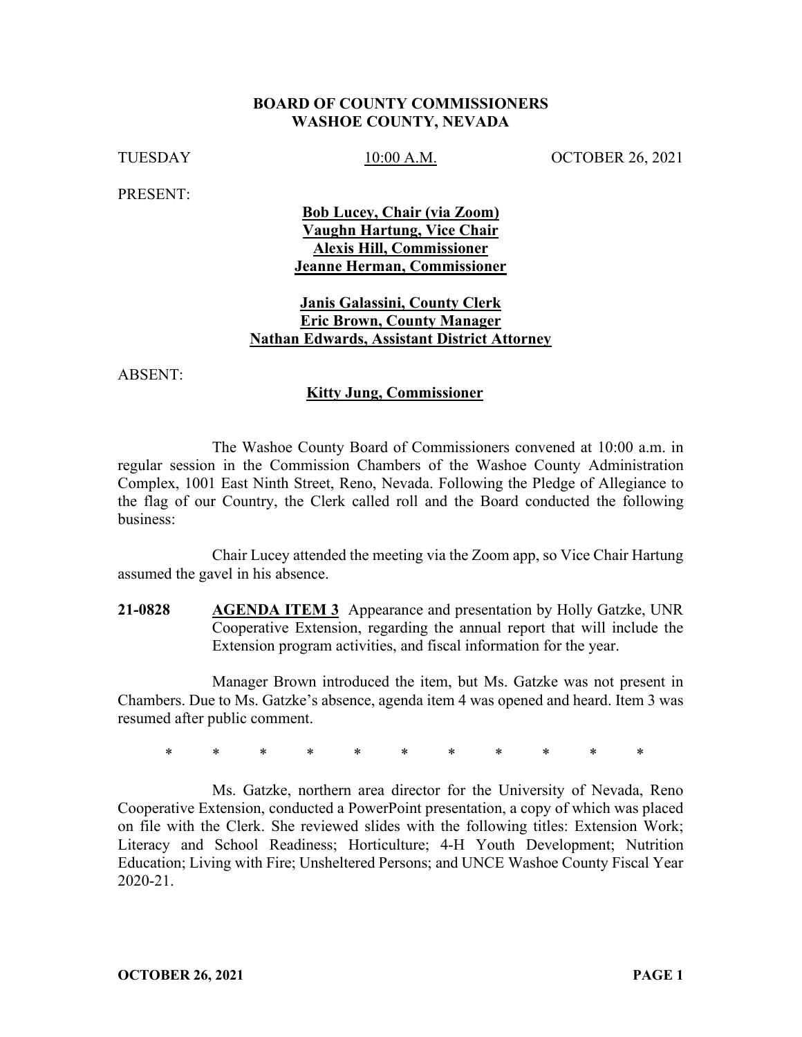**BOARD OF COUNTY COMMISSIONERS**
**WASHOE COUNTY, NEVADA**

TUESDAY 10:00 A.M. OCTOBER 26, 2021

PRESENT:

**Bob Lucey, Chair (via Zoom)**
**Vaughn Hartung, Vice Chair**
**Alexis Hill, Commissioner**
**Jeanne Herman, Commissioner**

**Janis Galassini, County Clerk**
**Eric Brown, County Manager**
**Nathan Edwards, Assistant District Attorney**

ABSENT:

**Kitty Jung, Commissioner**

The Washoe County Board of Commissioners convened at 10:00 a.m. in regular session in the Commission Chambers of the Washoe County Administration Complex, 1001 East Ninth Street, Reno, Nevada. Following the Pledge of Allegiance to the flag of our Country, the Clerk called roll and the Board conducted the following business:

Chair Lucey attended the meeting via the Zoom app, so Vice Chair Hartung assumed the gavel in his absence.

**21-0828** **AGENDA ITEM 3** Appearance and presentation by Holly Gatzke, UNR Cooperative Extension, regarding the annual report that will include the Extension program activities, and fiscal information for the year.

Manager Brown introduced the item, but Ms. Gatzke was not present in Chambers. Due to Ms. Gatzke's absence, agenda item 4 was opened and heard. Item 3 was resumed after public comment.

\* \* \* \* \* \* \* \* \* \* \*

Ms. Gatzke, northern area director for the University of Nevada, Reno Cooperative Extension, conducted a PowerPoint presentation, a copy of which was placed on file with the Clerk. She reviewed slides with the following titles: Extension Work; Literacy and School Readiness; Horticulture; 4-H Youth Development; Nutrition Education; Living with Fire; Unsheltered Persons; and UNCE Washoe County Fiscal Year 2020-21.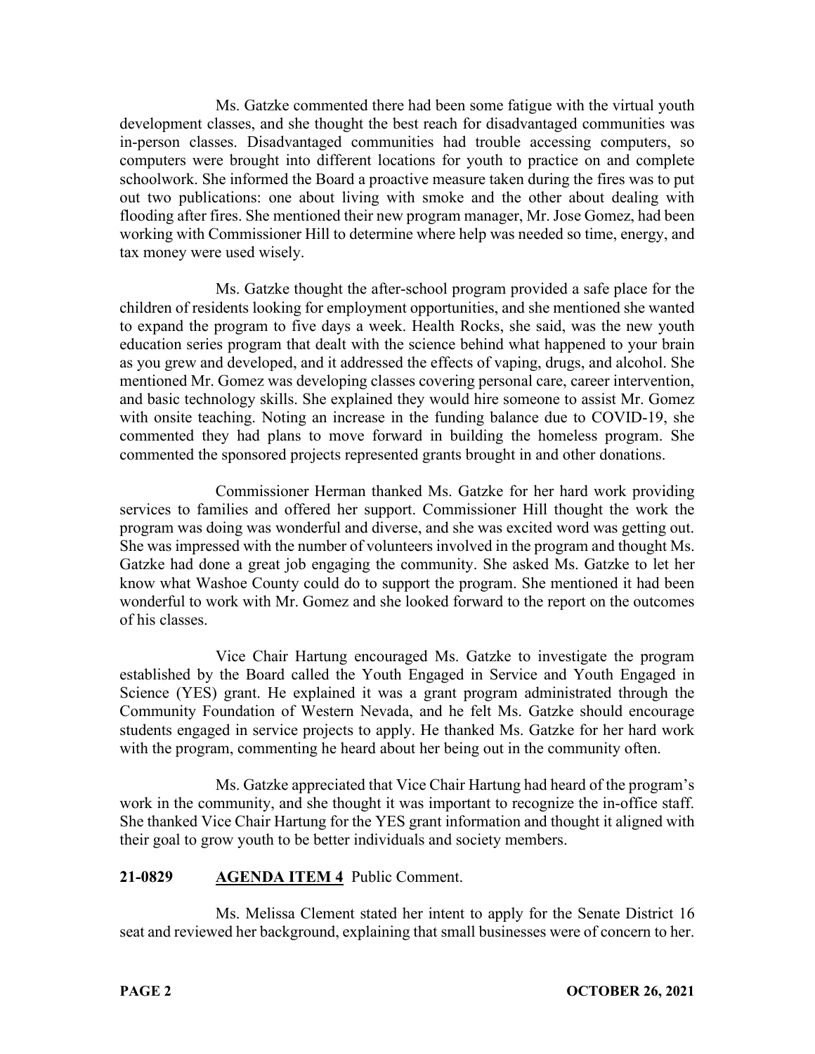Ms. Gatzke commented there had been some fatigue with the virtual youth development classes, and she thought the best reach for disadvantaged communities was in-person classes. Disadvantaged communities had trouble accessing computers, so computers were brought into different locations for youth to practice on and complete schoolwork. She informed the Board a proactive measure taken during the fires was to put out two publications: one about living with smoke and the other about dealing with flooding after fires. She mentioned their new program manager, Mr. Jose Gomez, had been working with Commissioner Hill to determine where help was needed so time, energy, and tax money were used wisely.

Ms. Gatzke thought the after-school program provided a safe place for the children of residents looking for employment opportunities, and she mentioned she wanted to expand the program to five days a week. Health Rocks, she said, was the new youth education series program that dealt with the science behind what happened to your brain as you grew and developed, and it addressed the effects of vaping, drugs, and alcohol. She mentioned Mr. Gomez was developing classes covering personal care, career intervention, and basic technology skills. She explained they would hire someone to assist Mr. Gomez with onsite teaching. Noting an increase in the funding balance due to COVID-19, she commented they had plans to move forward in building the homeless program. She commented the sponsored projects represented grants brought in and other donations.

Commissioner Herman thanked Ms. Gatzke for her hard work providing services to families and offered her support. Commissioner Hill thought the work the program was doing was wonderful and diverse, and she was excited word was getting out. She was impressed with the number of volunteers involved in the program and thought Ms. Gatzke had done a great job engaging the community. She asked Ms. Gatzke to let her know what Washoe County could do to support the program. She mentioned it had been wonderful to work with Mr. Gomez and she looked forward to the report on the outcomes of his classes.

Vice Chair Hartung encouraged Ms. Gatzke to investigate the program established by the Board called the Youth Engaged in Service and Youth Engaged in Science (YES) grant. He explained it was a grant program administrated through the Community Foundation of Western Nevada, and he felt Ms. Gatzke should encourage students engaged in service projects to apply. He thanked Ms. Gatzke for her hard work with the program, commenting he heard about her being out in the community often.

Ms. Gatzke appreciated that Vice Chair Hartung had heard of the program's work in the community, and she thought it was important to recognize the in-office staff. She thanked Vice Chair Hartung for the YES grant information and thought it aligned with their goal to grow youth to be better individuals and society members.

**21-0829 AGENDA ITEM 4** Public Comment.

Ms. Melissa Clement stated her intent to apply for the Senate District 16 seat and reviewed her background, explaining that small businesses were of concern to her.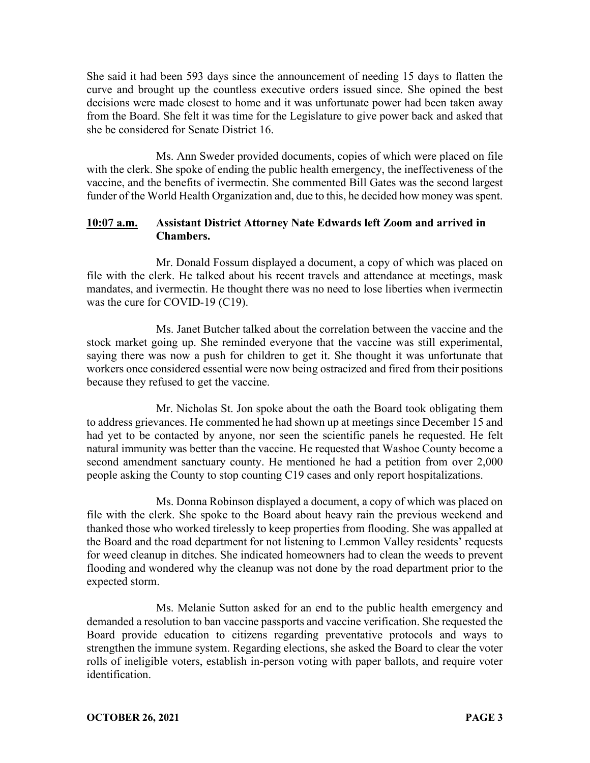She said it had been 593 days since the announcement of needing 15 days to flatten the curve and brought up the countless executive orders issued since. She opined the best decisions were made closest to home and it was unfortunate power had been taken away from the Board. She felt it was time for the Legislature to give power back and asked that she be considered for Senate District 16.

Ms. Ann Sweder provided documents, copies of which were placed on file with the clerk. She spoke of ending the public health emergency, the ineffectiveness of the vaccine, and the benefits of ivermectin. She commented Bill Gates was the second largest funder of the World Health Organization and, due to this, he decided how money was spent.

**10:07 a.m.** **Assistant District Attorney Nate Edwards left Zoom and arrived in Chambers.**

Mr. Donald Fossum displayed a document, a copy of which was placed on file with the clerk. He talked about his recent travels and attendance at meetings, mask mandates, and ivermectin. He thought there was no need to lose liberties when ivermectin was the cure for COVID-19 (C19).

Ms. Janet Butcher talked about the correlation between the vaccine and the stock market going up. She reminded everyone that the vaccine was still experimental, saying there was now a push for children to get it. She thought it was unfortunate that workers once considered essential were now being ostracized and fired from their positions because they refused to get the vaccine.

Mr. Nicholas St. Jon spoke about the oath the Board took obligating them to address grievances. He commented he had shown up at meetings since December 15 and had yet to be contacted by anyone, nor seen the scientific panels he requested. He felt natural immunity was better than the vaccine. He requested that Washoe County become a second amendment sanctuary county. He mentioned he had a petition from over 2,000 people asking the County to stop counting C19 cases and only report hospitalizations.

Ms. Donna Robinson displayed a document, a copy of which was placed on file with the clerk. She spoke to the Board about heavy rain the previous weekend and thanked those who worked tirelessly to keep properties from flooding. She was appalled at the Board and the road department for not listening to Lemmon Valley residents' requests for weed cleanup in ditches. She indicated homeowners had to clean the weeds to prevent flooding and wondered why the cleanup was not done by the road department prior to the expected storm.

Ms. Melanie Sutton asked for an end to the public health emergency and demanded a resolution to ban vaccine passports and vaccine verification. She requested the Board provide education to citizens regarding preventative protocols and ways to strengthen the immune system. Regarding elections, she asked the Board to clear the voter rolls of ineligible voters, establish in-person voting with paper ballots, and require voter identification.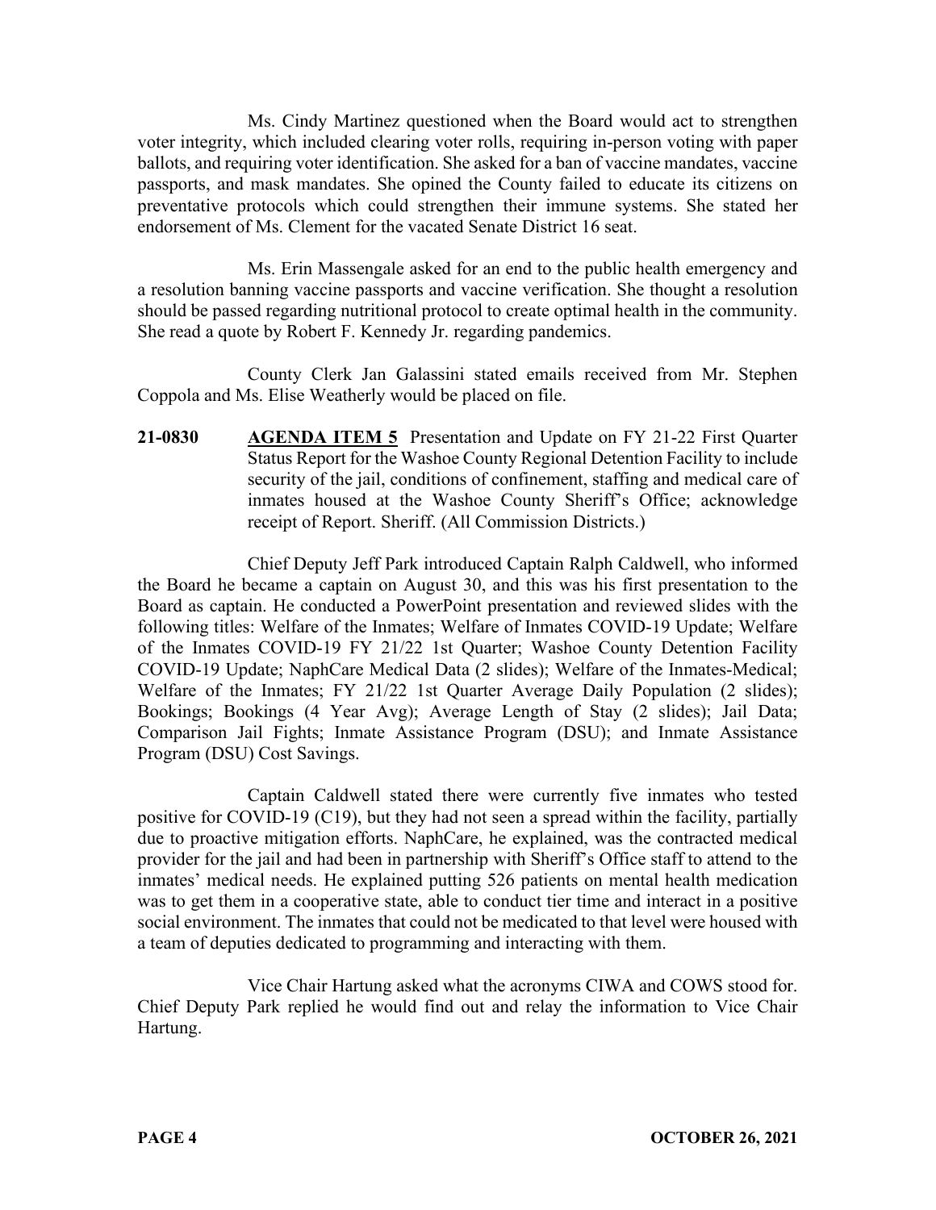Ms. Cindy Martinez questioned when the Board would act to strengthen voter integrity, which included clearing voter rolls, requiring in-person voting with paper ballots, and requiring voter identification. She asked for a ban of vaccine mandates, vaccine passports, and mask mandates. She opined the County failed to educate its citizens on preventative protocols which could strengthen their immune systems. She stated her endorsement of Ms. Clement for the vacated Senate District 16 seat.

Ms. Erin Massengale asked for an end to the public health emergency and a resolution banning vaccine passports and vaccine verification. She thought a resolution should be passed regarding nutritional protocol to create optimal health in the community. She read a quote by Robert F. Kennedy Jr. regarding pandemics.

County Clerk Jan Galassini stated emails received from Mr. Stephen Coppola and Ms. Elise Weatherly would be placed on file.

**21-0830** **AGENDA ITEM 5** Presentation and Update on FY 21-22 First Quarter Status Report for the Washoe County Regional Detention Facility to include security of the jail, conditions of confinement, staffing and medical care of inmates housed at the Washoe County Sheriff's Office; acknowledge receipt of Report. Sheriff. (All Commission Districts.)

Chief Deputy Jeff Park introduced Captain Ralph Caldwell, who informed the Board he became a captain on August 30, and this was his first presentation to the Board as captain. He conducted a PowerPoint presentation and reviewed slides with the following titles: Welfare of the Inmates; Welfare of Inmates COVID-19 Update; Welfare of the Inmates COVID-19 FY 21/22 1st Quarter; Washoe County Detention Facility COVID-19 Update; NaphCare Medical Data (2 slides); Welfare of the Inmates-Medical; Welfare of the Inmates; FY 21/22 1st Quarter Average Daily Population (2 slides); Bookings; Bookings (4 Year Avg); Average Length of Stay (2 slides); Jail Data; Comparison Jail Fights; Inmate Assistance Program (DSU); and Inmate Assistance Program (DSU) Cost Savings.

Captain Caldwell stated there were currently five inmates who tested positive for COVID-19 (C19), but they had not seen a spread within the facility, partially due to proactive mitigation efforts. NaphCare, he explained, was the contracted medical provider for the jail and had been in partnership with Sheriff's Office staff to attend to the inmates' medical needs. He explained putting 526 patients on mental health medication was to get them in a cooperative state, able to conduct tier time and interact in a positive social environment. The inmates that could not be medicated to that level were housed with a team of deputies dedicated to programming and interacting with them.

Vice Chair Hartung asked what the acronyms CIWA and COWS stood for. Chief Deputy Park replied he would find out and relay the information to Vice Chair Hartung.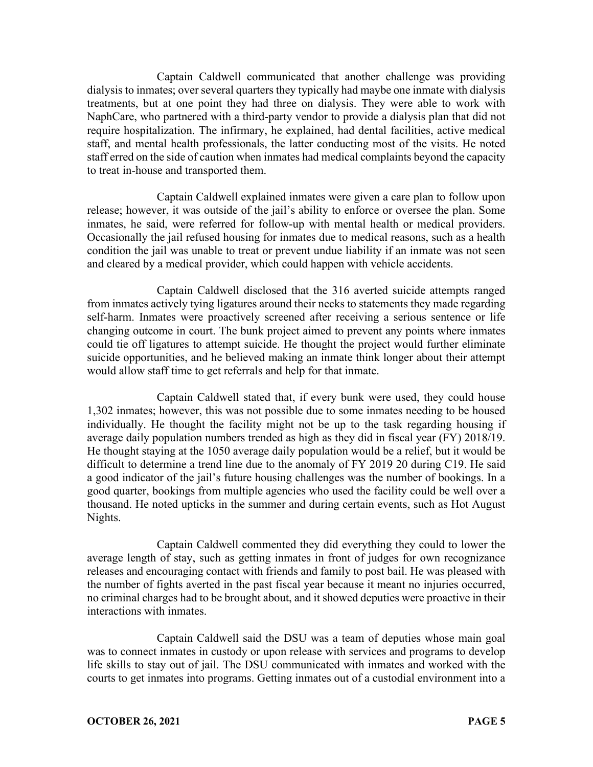Captain Caldwell communicated that another challenge was providing dialysis to inmates; over several quarters they typically had maybe one inmate with dialysis treatments, but at one point they had three on dialysis. They were able to work with NaphCare, who partnered with a third-party vendor to provide a dialysis plan that did not require hospitalization. The infirmary, he explained, had dental facilities, active medical staff, and mental health professionals, the latter conducting most of the visits. He noted staff erred on the side of caution when inmates had medical complaints beyond the capacity to treat in-house and transported them.

Captain Caldwell explained inmates were given a care plan to follow upon release; however, it was outside of the jail's ability to enforce or oversee the plan. Some inmates, he said, were referred for follow-up with mental health or medical providers. Occasionally the jail refused housing for inmates due to medical reasons, such as a health condition the jail was unable to treat or prevent undue liability if an inmate was not seen and cleared by a medical provider, which could happen with vehicle accidents.

Captain Caldwell disclosed that the 316 averted suicide attempts ranged from inmates actively tying ligatures around their necks to statements they made regarding self-harm. Inmates were proactively screened after receiving a serious sentence or life changing outcome in court. The bunk project aimed to prevent any points where inmates could tie off ligatures to attempt suicide. He thought the project would further eliminate suicide opportunities, and he believed making an inmate think longer about their attempt would allow staff time to get referrals and help for that inmate.

Captain Caldwell stated that, if every bunk were used, they could house 1,302 inmates; however, this was not possible due to some inmates needing to be housed individually. He thought the facility might not be up to the task regarding housing if average daily population numbers trended as high as they did in fiscal year (FY) 2018/19. He thought staying at the 1050 average daily population would be a relief, but it would be difficult to determine a trend line due to the anomaly of FY 2019 20 during C19. He said a good indicator of the jail's future housing challenges was the number of bookings. In a good quarter, bookings from multiple agencies who used the facility could be well over a thousand. He noted upticks in the summer and during certain events, such as Hot August Nights.

Captain Caldwell commented they did everything they could to lower the average length of stay, such as getting inmates in front of judges for own recognizance releases and encouraging contact with friends and family to post bail. He was pleased with the number of fights averted in the past fiscal year because it meant no injuries occurred, no criminal charges had to be brought about, and it showed deputies were proactive in their interactions with inmates.

Captain Caldwell said the DSU was a team of deputies whose main goal was to connect inmates in custody or upon release with services and programs to develop life skills to stay out of jail. The DSU communicated with inmates and worked with the courts to get inmates into programs. Getting inmates out of a custodial environment into a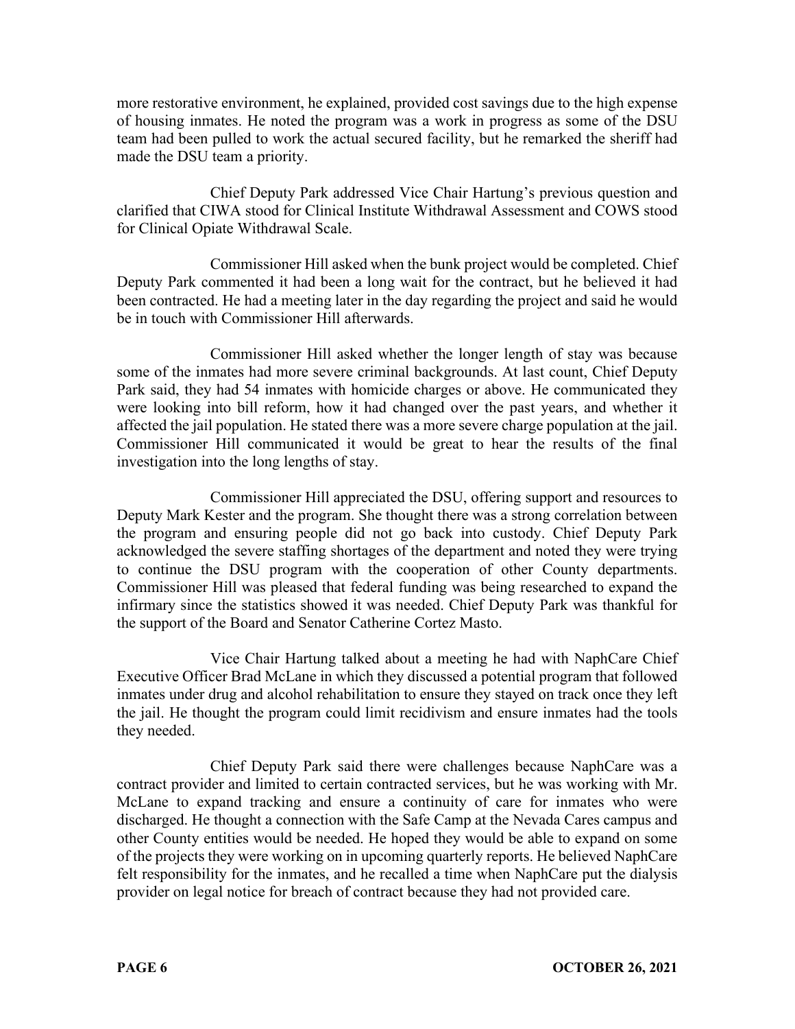more restorative environment, he explained, provided cost savings due to the high expense of housing inmates. He noted the program was a work in progress as some of the DSU team had been pulled to work the actual secured facility, but he remarked the sheriff had made the DSU team a priority.

Chief Deputy Park addressed Vice Chair Hartung's previous question and clarified that CIWA stood for Clinical Institute Withdrawal Assessment and COWS stood for Clinical Opiate Withdrawal Scale.

Commissioner Hill asked when the bunk project would be completed. Chief Deputy Park commented it had been a long wait for the contract, but he believed it had been contracted. He had a meeting later in the day regarding the project and said he would be in touch with Commissioner Hill afterwards.

Commissioner Hill asked whether the longer length of stay was because some of the inmates had more severe criminal backgrounds. At last count, Chief Deputy Park said, they had 54 inmates with homicide charges or above. He communicated they were looking into bill reform, how it had changed over the past years, and whether it affected the jail population. He stated there was a more severe charge population at the jail. Commissioner Hill communicated it would be great to hear the results of the final investigation into the long lengths of stay.

Commissioner Hill appreciated the DSU, offering support and resources to Deputy Mark Kester and the program. She thought there was a strong correlation between the program and ensuring people did not go back into custody. Chief Deputy Park acknowledged the severe staffing shortages of the department and noted they were trying to continue the DSU program with the cooperation of other County departments. Commissioner Hill was pleased that federal funding was being researched to expand the infirmary since the statistics showed it was needed. Chief Deputy Park was thankful for the support of the Board and Senator Catherine Cortez Masto.

Vice Chair Hartung talked about a meeting he had with NaphCare Chief Executive Officer Brad McLane in which they discussed a potential program that followed inmates under drug and alcohol rehabilitation to ensure they stayed on track once they left the jail. He thought the program could limit recidivism and ensure inmates had the tools they needed.

Chief Deputy Park said there were challenges because NaphCare was a contract provider and limited to certain contracted services, but he was working with Mr. McLane to expand tracking and ensure a continuity of care for inmates who were discharged. He thought a connection with the Safe Camp at the Nevada Cares campus and other County entities would be needed. He hoped they would be able to expand on some of the projects they were working on in upcoming quarterly reports. He believed NaphCare felt responsibility for the inmates, and he recalled a time when NaphCare put the dialysis provider on legal notice for breach of contract because they had not provided care.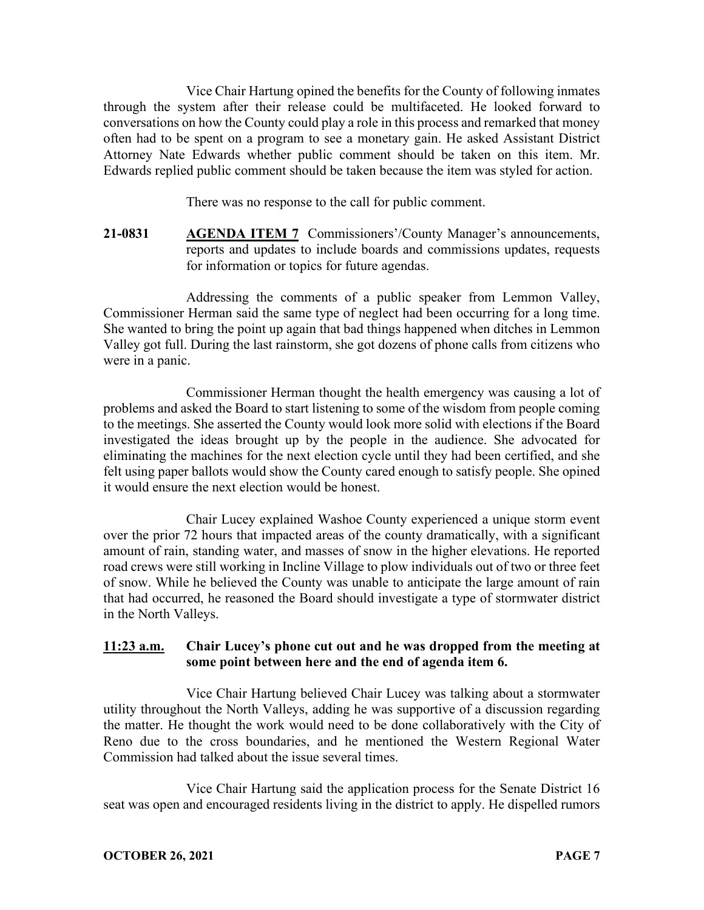Vice Chair Hartung opined the benefits for the County of following inmates through the system after their release could be multifaceted. He looked forward to conversations on how the County could play a role in this process and remarked that money often had to be spent on a program to see a monetary gain. He asked Assistant District Attorney Nate Edwards whether public comment should be taken on this item. Mr. Edwards replied public comment should be taken because the item was styled for action.

There was no response to the call for public comment.

**21-0831 AGENDA ITEM 7** Commissioners'/County Manager's announcements, reports and updates to include boards and commissions updates, requests for information or topics for future agendas.

Addressing the comments of a public speaker from Lemmon Valley, Commissioner Herman said the same type of neglect had been occurring for a long time. She wanted to bring the point up again that bad things happened when ditches in Lemmon Valley got full. During the last rainstorm, she got dozens of phone calls from citizens who were in a panic.

Commissioner Herman thought the health emergency was causing a lot of problems and asked the Board to start listening to some of the wisdom from people coming to the meetings. She asserted the County would look more solid with elections if the Board investigated the ideas brought up by the people in the audience. She advocated for eliminating the machines for the next election cycle until they had been certified, and she felt using paper ballots would show the County cared enough to satisfy people. She opined it would ensure the next election would be honest.

Chair Lucey explained Washoe County experienced a unique storm event over the prior 72 hours that impacted areas of the county dramatically, with a significant amount of rain, standing water, and masses of snow in the higher elevations. He reported road crews were still working in Incline Village to plow individuals out of two or three feet of snow. While he believed the County was unable to anticipate the large amount of rain that had occurred, he reasoned the Board should investigate a type of stormwater district in the North Valleys.

**11:23 a.m. Chair Lucey's phone cut out and he was dropped from the meeting at some point between here and the end of agenda item 6.**

Vice Chair Hartung believed Chair Lucey was talking about a stormwater utility throughout the North Valleys, adding he was supportive of a discussion regarding the matter. He thought the work would need to be done collaboratively with the City of Reno due to the cross boundaries, and he mentioned the Western Regional Water Commission had talked about the issue several times.

Vice Chair Hartung said the application process for the Senate District 16 seat was open and encouraged residents living in the district to apply. He dispelled rumors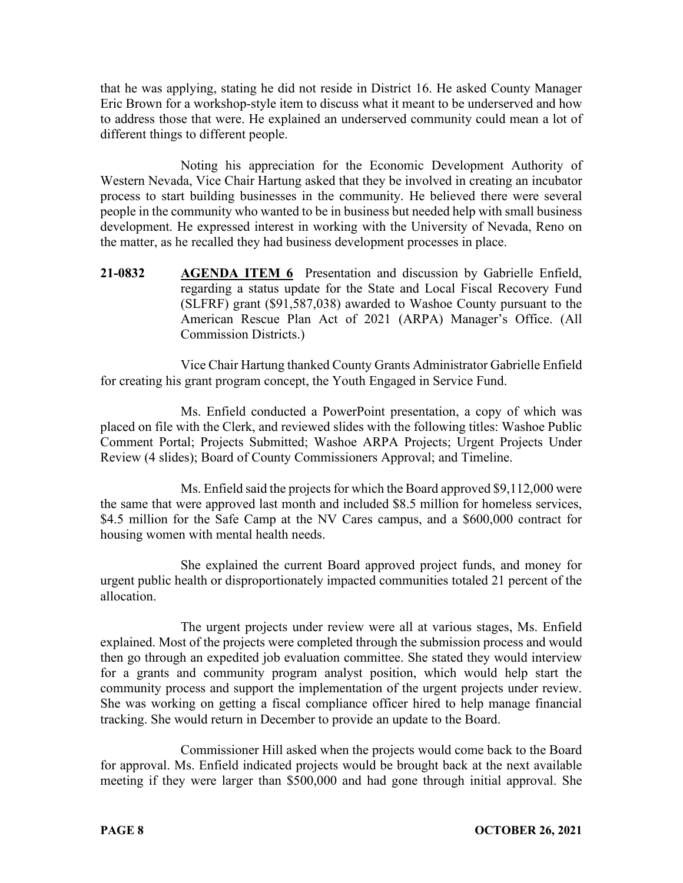that he was applying, stating he did not reside in District 16. He asked County Manager Eric Brown for a workshop-style item to discuss what it meant to be underserved and how to address those that were. He explained an underserved community could mean a lot of different things to different people.

Noting his appreciation for the Economic Development Authority of Western Nevada, Vice Chair Hartung asked that they be involved in creating an incubator process to start building businesses in the community. He believed there were several people in the community who wanted to be in business but needed help with small business development. He expressed interest in working with the University of Nevada, Reno on the matter, as he recalled they had business development processes in place.

**21-0832** **AGENDA ITEM 6** Presentation and discussion by Gabrielle Enfield, regarding a status update for the State and Local Fiscal Recovery Fund (SLFRF) grant ($91,587,038) awarded to Washoe County pursuant to the American Rescue Plan Act of 2021 (ARPA) Manager's Office. (All Commission Districts.)

Vice Chair Hartung thanked County Grants Administrator Gabrielle Enfield for creating his grant program concept, the Youth Engaged in Service Fund.

Ms. Enfield conducted a PowerPoint presentation, a copy of which was placed on file with the Clerk, and reviewed slides with the following titles: Washoe Public Comment Portal; Projects Submitted; Washoe ARPA Projects; Urgent Projects Under Review (4 slides); Board of County Commissioners Approval; and Timeline.

Ms. Enfield said the projects for which the Board approved $9,112,000 were the same that were approved last month and included $8.5 million for homeless services, $4.5 million for the Safe Camp at the NV Cares campus, and a $600,000 contract for housing women with mental health needs.

She explained the current Board approved project funds, and money for urgent public health or disproportionately impacted communities totaled 21 percent of the allocation.

The urgent projects under review were all at various stages, Ms. Enfield explained. Most of the projects were completed through the submission process and would then go through an expedited job evaluation committee. She stated they would interview for a grants and community program analyst position, which would help start the community process and support the implementation of the urgent projects under review. She was working on getting a fiscal compliance officer hired to help manage financial tracking. She would return in December to provide an update to the Board.

Commissioner Hill asked when the projects would come back to the Board for approval. Ms. Enfield indicated projects would be brought back at the next available meeting if they were larger than $500,000 and had gone through initial approval. She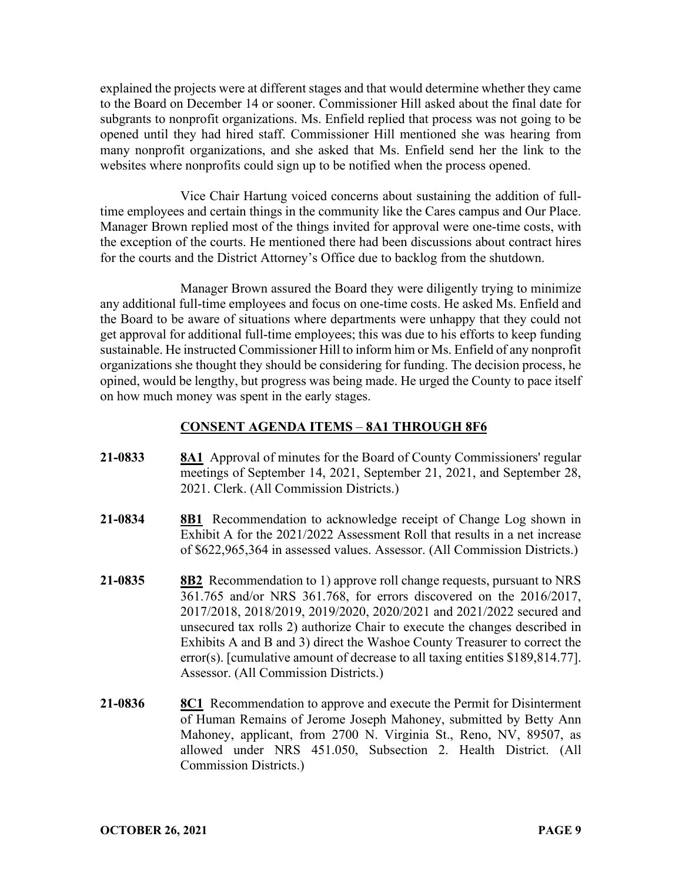explained the projects were at different stages and that would determine whether they came to the Board on December 14 or sooner. Commissioner Hill asked about the final date for subgrants to nonprofit organizations. Ms. Enfield replied that process was not going to be opened until they had hired staff. Commissioner Hill mentioned she was hearing from many nonprofit organizations, and she asked that Ms. Enfield send her the link to the websites where nonprofits could sign up to be notified when the process opened.

Vice Chair Hartung voiced concerns about sustaining the addition of full-time employees and certain things in the community like the Cares campus and Our Place. Manager Brown replied most of the things invited for approval were one-time costs, with the exception of the courts. He mentioned there had been discussions about contract hires for the courts and the District Attorney's Office due to backlog from the shutdown.

Manager Brown assured the Board they were diligently trying to minimize any additional full-time employees and focus on one-time costs. He asked Ms. Enfield and the Board to be aware of situations where departments were unhappy that they could not get approval for additional full-time employees; this was due to his efforts to keep funding sustainable. He instructed Commissioner Hill to inform him or Ms. Enfield of any nonprofit organizations she thought they should be considering for funding. The decision process, he opined, would be lengthy, but progress was being made. He urged the County to pace itself on how much money was spent in the early stages.

## CONSENT AGENDA ITEMS – 8A1 THROUGH 8F6

**21-0833** **8A1** Approval of minutes for the Board of County Commissioners' regular meetings of September 14, 2021, September 21, 2021, and September 28, 2021. Clerk. (All Commission Districts.)

**21-0834** **8B1** Recommendation to acknowledge receipt of Change Log shown in Exhibit A for the 2021/2022 Assessment Roll that results in a net increase of $622,965,364 in assessed values. Assessor. (All Commission Districts.)

**21-0835** **8B2** Recommendation to 1) approve roll change requests, pursuant to NRS 361.765 and/or NRS 361.768, for errors discovered on the 2016/2017, 2017/2018, 2018/2019, 2019/2020, 2020/2021 and 2021/2022 secured and unsecured tax rolls 2) authorize Chair to execute the changes described in Exhibits A and B and 3) direct the Washoe County Treasurer to correct the error(s). [cumulative amount of decrease to all taxing entities $189,814.77]. Assessor. (All Commission Districts.)

**21-0836** **8C1** Recommendation to approve and execute the Permit for Disinterment of Human Remains of Jerome Joseph Mahoney, submitted by Betty Ann Mahoney, applicant, from 2700 N. Virginia St., Reno, NV, 89507, as allowed under NRS 451.050, Subsection 2. Health District. (All Commission Districts.)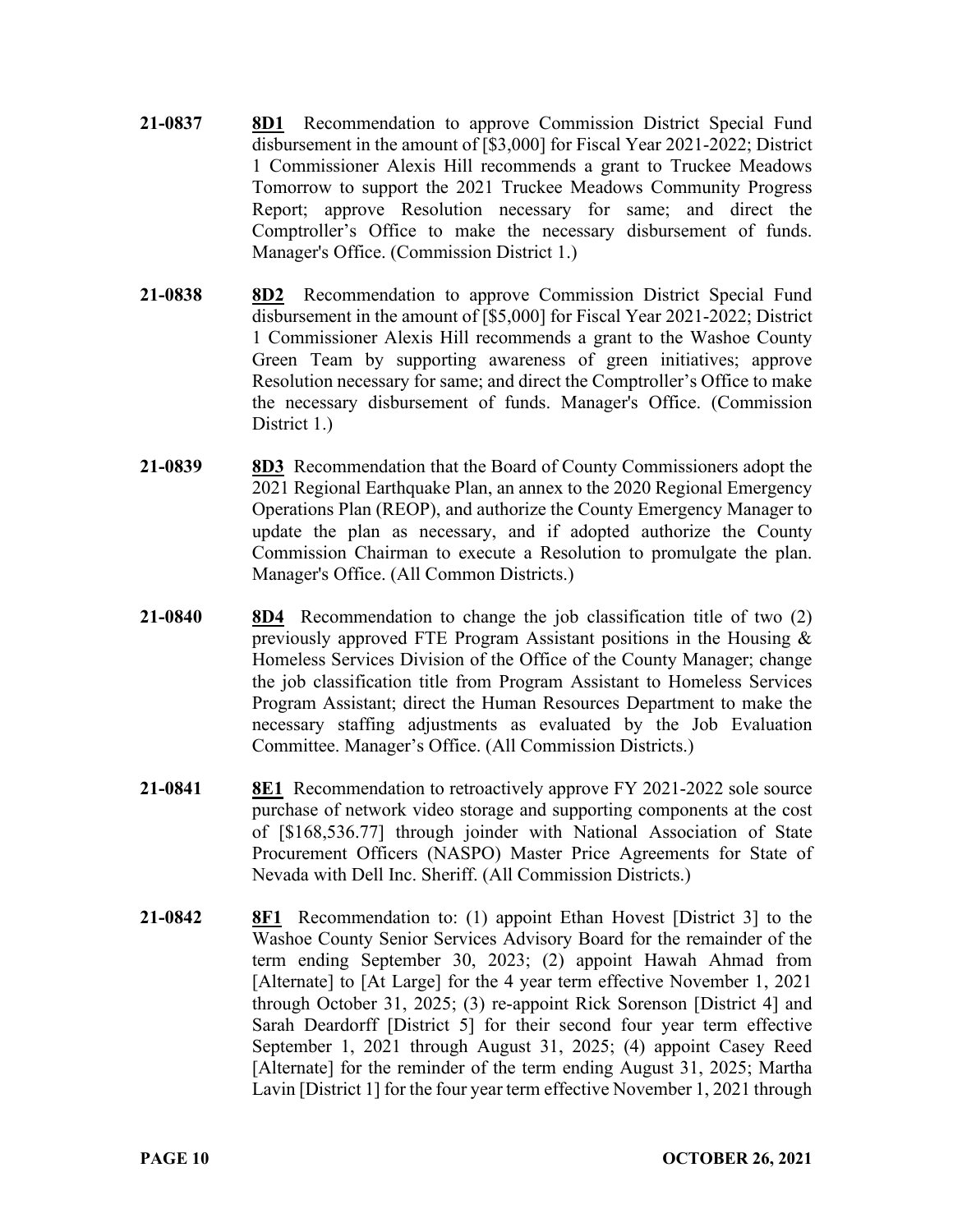**21-0837** **8D1** Recommendation to approve Commission District Special Fund disbursement in the amount of [$3,000] for Fiscal Year 2021-2022; District 1 Commissioner Alexis Hill recommends a grant to Truckee Meadows Tomorrow to support the 2021 Truckee Meadows Community Progress Report; approve Resolution necessary for same; and direct the Comptroller's Office to make the necessary disbursement of funds. Manager's Office. (Commission District 1.)

**21-0838** **8D2** Recommendation to approve Commission District Special Fund disbursement in the amount of [$5,000] for Fiscal Year 2021-2022; District 1 Commissioner Alexis Hill recommends a grant to the Washoe County Green Team by supporting awareness of green initiatives; approve Resolution necessary for same; and direct the Comptroller's Office to make the necessary disbursement of funds. Manager's Office. (Commission District 1.)

**21-0839** **8D3** Recommendation that the Board of County Commissioners adopt the 2021 Regional Earthquake Plan, an annex to the 2020 Regional Emergency Operations Plan (REOP), and authorize the County Emergency Manager to update the plan as necessary, and if adopted authorize the County Commission Chairman to execute a Resolution to promulgate the plan. Manager's Office. (All Common Districts.)

**21-0840** **8D4** Recommendation to change the job classification title of two (2) previously approved FTE Program Assistant positions in the Housing & Homeless Services Division of the Office of the County Manager; change the job classification title from Program Assistant to Homeless Services Program Assistant; direct the Human Resources Department to make the necessary staffing adjustments as evaluated by the Job Evaluation Committee. Manager's Office. (All Commission Districts.)

**21-0841** **8E1** Recommendation to retroactively approve FY 2021-2022 sole source purchase of network video storage and supporting components at the cost of [$168,536.77] through joinder with National Association of State Procurement Officers (NASPO) Master Price Agreements for State of Nevada with Dell Inc. Sheriff. (All Commission Districts.)

**21-0842** **8F1** Recommendation to: (1) appoint Ethan Hovest [District 3] to the Washoe County Senior Services Advisory Board for the remainder of the term ending September 30, 2023; (2) appoint Hawah Ahmad from [Alternate] to [At Large] for the 4 year term effective November 1, 2021 through October 31, 2025; (3) re-appoint Rick Sorenson [District 4] and Sarah Deardorff [District 5] for their second four year term effective September 1, 2021 through August 31, 2025; (4) appoint Casey Reed [Alternate] for the reminder of the term ending August 31, 2025; Martha Lavin [District 1] for the four year term effective November 1, 2021 through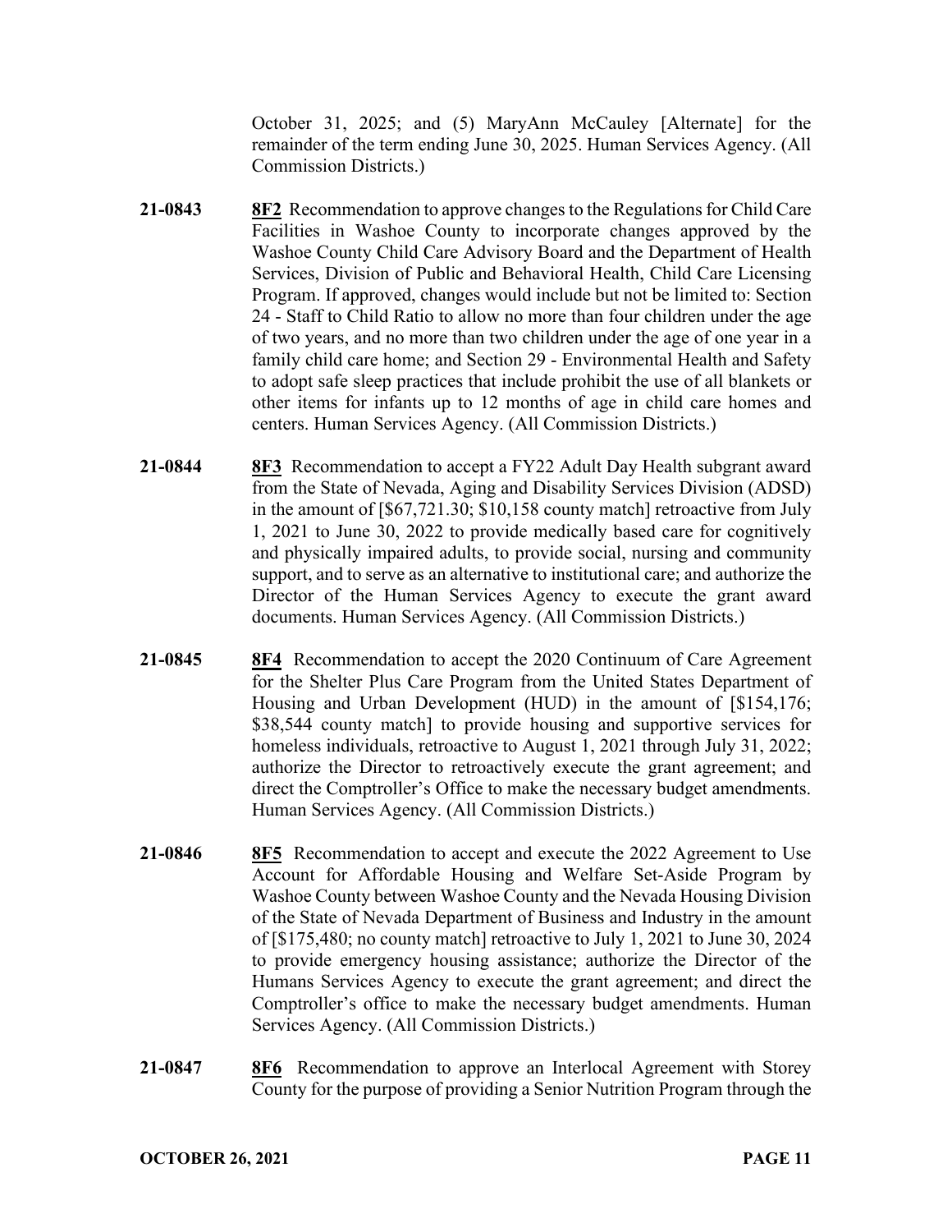October 31, 2025; and (5) MaryAnn McCauley [Alternate] for the remainder of the term ending June 30, 2025. Human Services Agency. (All Commission Districts.)

**21-0843** **8F2** Recommendation to approve changes to the Regulations for Child Care Facilities in Washoe County to incorporate changes approved by the Washoe County Child Care Advisory Board and the Department of Health Services, Division of Public and Behavioral Health, Child Care Licensing Program. If approved, changes would include but not be limited to: Section 24 - Staff to Child Ratio to allow no more than four children under the age of two years, and no more than two children under the age of one year in a family child care home; and Section 29 - Environmental Health and Safety to adopt safe sleep practices that include prohibit the use of all blankets or other items for infants up to 12 months of age in child care homes and centers. Human Services Agency. (All Commission Districts.)

**21-0844** **8F3** Recommendation to accept a FY22 Adult Day Health subgrant award from the State of Nevada, Aging and Disability Services Division (ADSD) in the amount of [$67,721.30; $10,158 county match] retroactive from July 1, 2021 to June 30, 2022 to provide medically based care for cognitively and physically impaired adults, to provide social, nursing and community support, and to serve as an alternative to institutional care; and authorize the Director of the Human Services Agency to execute the grant award documents. Human Services Agency. (All Commission Districts.)

**21-0845** **8F4** Recommendation to accept the 2020 Continuum of Care Agreement for the Shelter Plus Care Program from the United States Department of Housing and Urban Development (HUD) in the amount of [$154,176; $38,544 county match] to provide housing and supportive services for homeless individuals, retroactive to August 1, 2021 through July 31, 2022; authorize the Director to retroactively execute the grant agreement; and direct the Comptroller's Office to make the necessary budget amendments. Human Services Agency. (All Commission Districts.)

**21-0846** **8F5** Recommendation to accept and execute the 2022 Agreement to Use Account for Affordable Housing and Welfare Set-Aside Program by Washoe County between Washoe County and the Nevada Housing Division of the State of Nevada Department of Business and Industry in the amount of [$175,480; no county match] retroactive to July 1, 2021 to June 30, 2024 to provide emergency housing assistance; authorize the Director of the Humans Services Agency to execute the grant agreement; and direct the Comptroller's office to make the necessary budget amendments. Human Services Agency. (All Commission Districts.)

**21-0847** **8F6** Recommendation to approve an Interlocal Agreement with Storey County for the purpose of providing a Senior Nutrition Program through the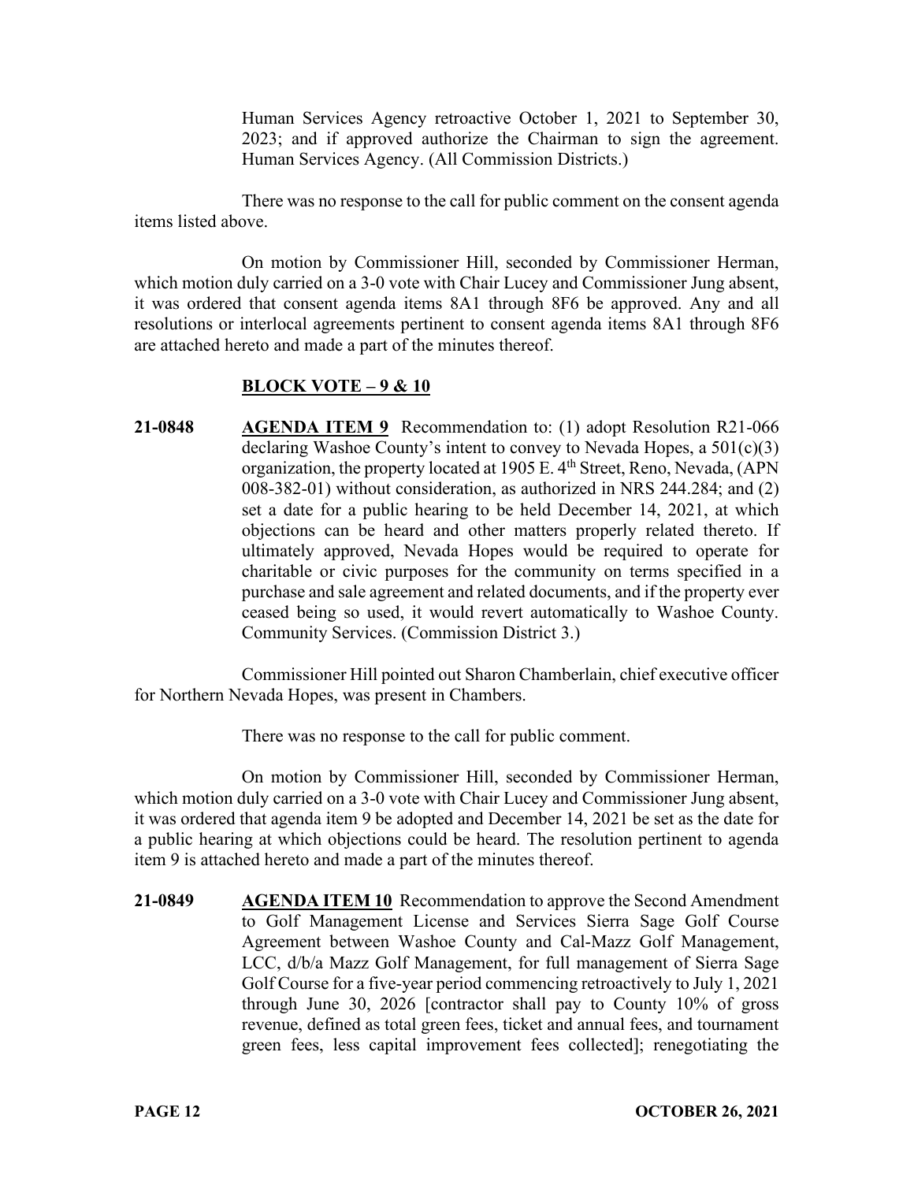Human Services Agency retroactive October 1, 2021 to September 30, 2023; and if approved authorize the Chairman to sign the agreement. Human Services Agency. (All Commission Districts.)

There was no response to the call for public comment on the consent agenda items listed above.

On motion by Commissioner Hill, seconded by Commissioner Herman, which motion duly carried on a 3-0 vote with Chair Lucey and Commissioner Jung absent, it was ordered that consent agenda items 8A1 through 8F6 be approved. Any and all resolutions or interlocal agreements pertinent to consent agenda items 8A1 through 8F6 are attached hereto and made a part of the minutes thereof.

**BLOCK VOTE – 9 & 10**

**21-0848** **AGENDA ITEM 9** Recommendation to: (1) adopt Resolution R21-066 declaring Washoe County's intent to convey to Nevada Hopes, a 501(c)(3) organization, the property located at 1905 E. 4th Street, Reno, Nevada, (APN 008-382-01) without consideration, as authorized in NRS 244.284; and (2) set a date for a public hearing to be held December 14, 2021, at which objections can be heard and other matters properly related thereto. If ultimately approved, Nevada Hopes would be required to operate for charitable or civic purposes for the community on terms specified in a purchase and sale agreement and related documents, and if the property ever ceased being so used, it would revert automatically to Washoe County. Community Services. (Commission District 3.)

Commissioner Hill pointed out Sharon Chamberlain, chief executive officer for Northern Nevada Hopes, was present in Chambers.

There was no response to the call for public comment.

On motion by Commissioner Hill, seconded by Commissioner Herman, which motion duly carried on a 3-0 vote with Chair Lucey and Commissioner Jung absent, it was ordered that agenda item 9 be adopted and December 14, 2021 be set as the date for a public hearing at which objections could be heard. The resolution pertinent to agenda item 9 is attached hereto and made a part of the minutes thereof.

**21-0849** **AGENDA ITEM 10** Recommendation to approve the Second Amendment to Golf Management License and Services Sierra Sage Golf Course Agreement between Washoe County and Cal-Mazz Golf Management, LCC, d/b/a Mazz Golf Management, for full management of Sierra Sage Golf Course for a five-year period commencing retroactively to July 1, 2021 through June 30, 2026 [contractor shall pay to County 10% of gross revenue, defined as total green fees, ticket and annual fees, and tournament green fees, less capital improvement fees collected]; renegotiating the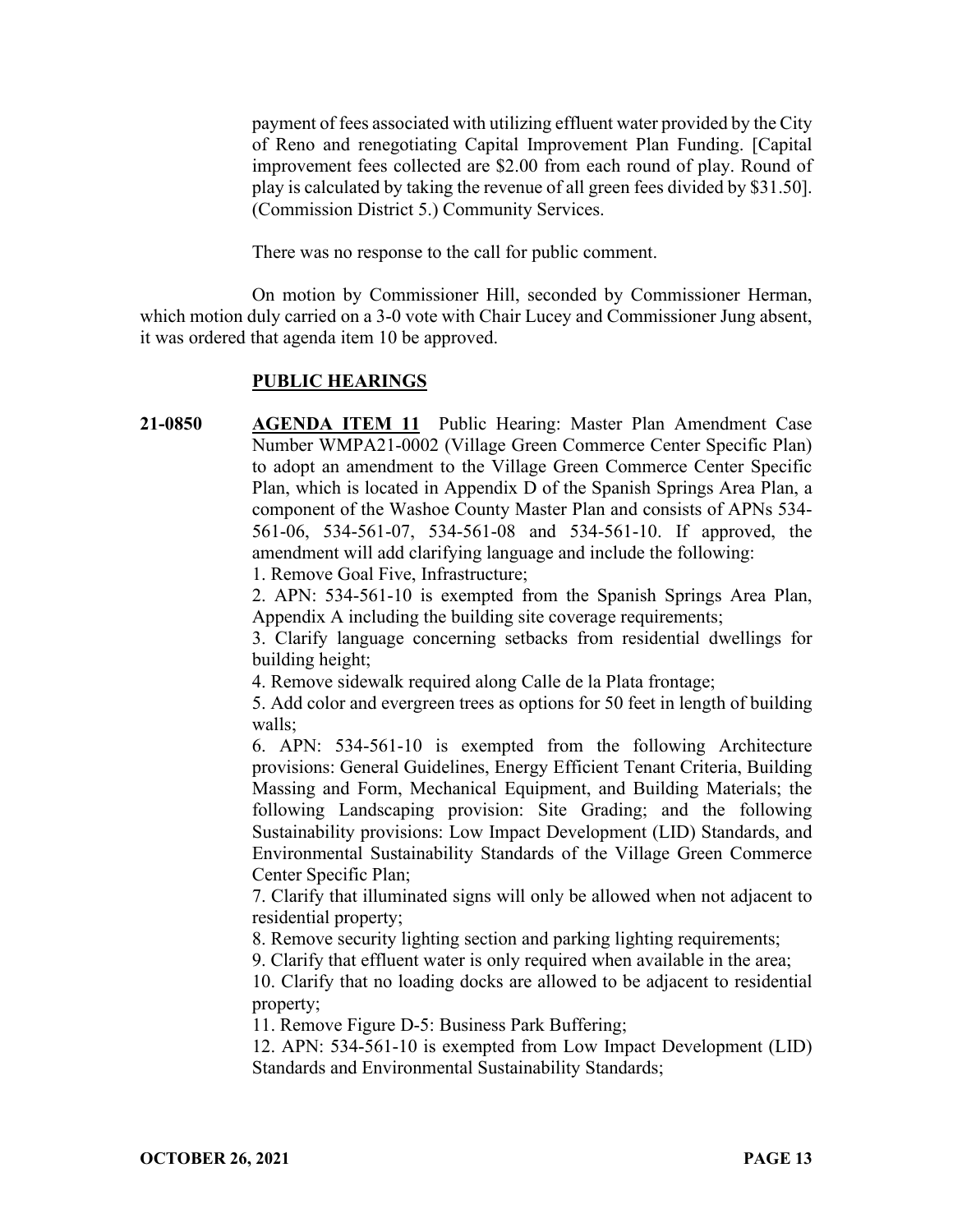payment of fees associated with utilizing effluent water provided by the City of Reno and renegotiating Capital Improvement Plan Funding. [Capital improvement fees collected are $2.00 from each round of play. Round of play is calculated by taking the revenue of all green fees divided by $31.50]. (Commission District 5.) Community Services.

There was no response to the call for public comment.

On motion by Commissioner Hill, seconded by Commissioner Herman, which motion duly carried on a 3-0 vote with Chair Lucey and Commissioner Jung absent, it was ordered that agenda item 10 be approved.

## PUBLIC HEARINGS

**21-0850** **AGENDA ITEM 11** Public Hearing: Master Plan Amendment Case Number WMPA21-0002 (Village Green Commerce Center Specific Plan) to adopt an amendment to the Village Green Commerce Center Specific Plan, which is located in Appendix D of the Spanish Springs Area Plan, a component of the Washoe County Master Plan and consists of APNs 534-561-06, 534-561-07, 534-561-08 and 534-561-10. If approved, the amendment will add clarifying language and include the following:

1. Remove Goal Five, Infrastructure;
2. APN: 534-561-10 is exempted from the Spanish Springs Area Plan, Appendix A including the building site coverage requirements;
3. Clarify language concerning setbacks from residential dwellings for building height;
4. Remove sidewalk required along Calle de la Plata frontage;
5. Add color and evergreen trees as options for 50 feet in length of building walls;
6. APN: 534-561-10 is exempted from the following Architecture provisions: General Guidelines, Energy Efficient Tenant Criteria, Building Massing and Form, Mechanical Equipment, and Building Materials; the following Landscaping provision: Site Grading; and the following Sustainability provisions: Low Impact Development (LID) Standards, and Environmental Sustainability Standards of the Village Green Commerce Center Specific Plan;
7. Clarify that illuminated signs will only be allowed when not adjacent to residential property;
8. Remove security lighting section and parking lighting requirements;
9. Clarify that effluent water is only required when available in the area;
10. Clarify that no loading docks are allowed to be adjacent to residential property;
11. Remove Figure D-5: Business Park Buffering;
12. APN: 534-561-10 is exempted from Low Impact Development (LID) Standards and Environmental Sustainability Standards;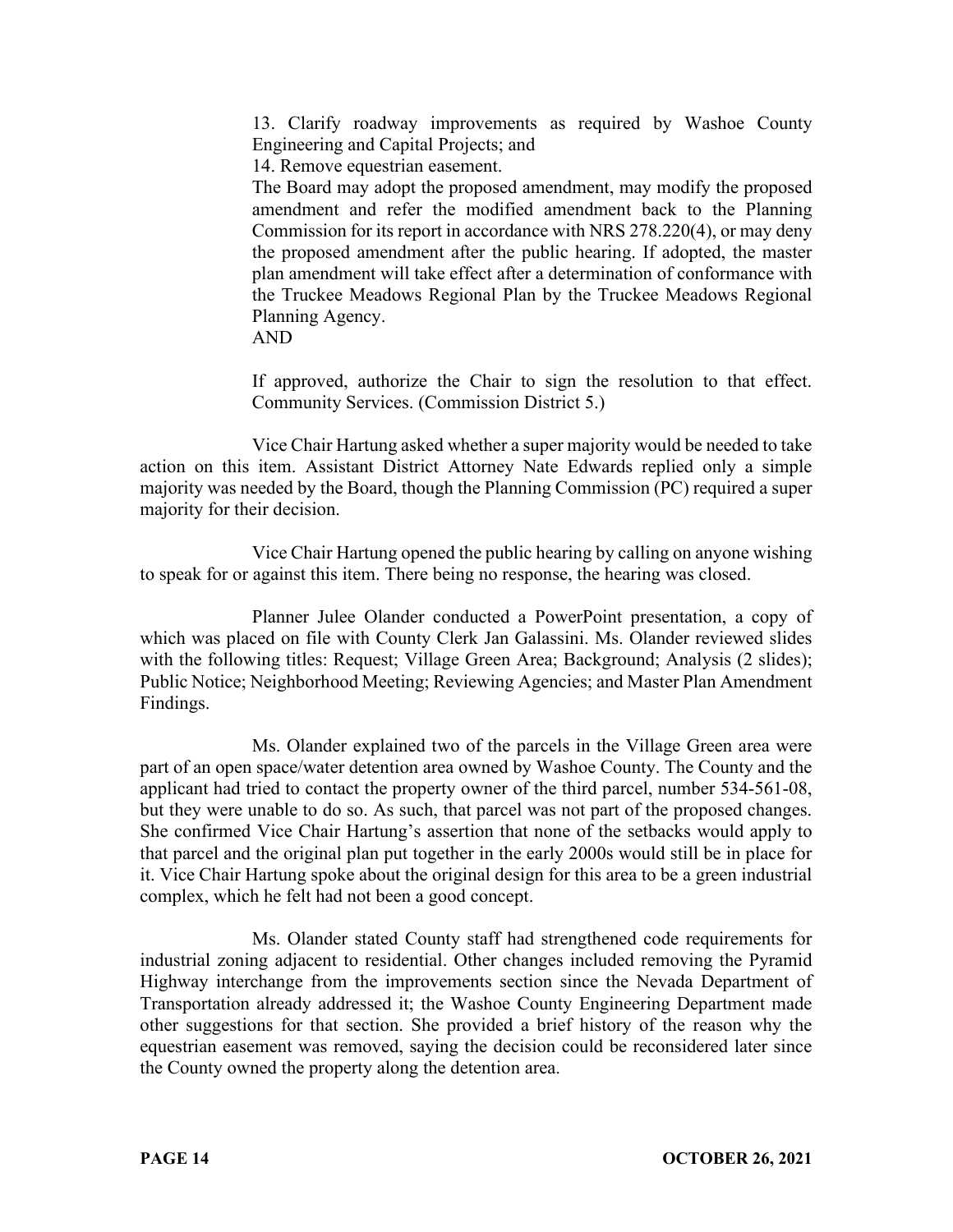13. Clarify roadway improvements as required by Washoe County Engineering and Capital Projects; and

14. Remove equestrian easement.

The Board may adopt the proposed amendment, may modify the proposed amendment and refer the modified amendment back to the Planning Commission for its report in accordance with NRS 278.220(4), or may deny the proposed amendment after the public hearing. If adopted, the master plan amendment will take effect after a determination of conformance with the Truckee Meadows Regional Plan by the Truckee Meadows Regional Planning Agency.

AND

If approved, authorize the Chair to sign the resolution to that effect. Community Services. (Commission District 5.)

Vice Chair Hartung asked whether a super majority would be needed to take action on this item. Assistant District Attorney Nate Edwards replied only a simple majority was needed by the Board, though the Planning Commission (PC) required a super majority for their decision.

Vice Chair Hartung opened the public hearing by calling on anyone wishing to speak for or against this item. There being no response, the hearing was closed.

Planner Julee Olander conducted a PowerPoint presentation, a copy of which was placed on file with County Clerk Jan Galassini. Ms. Olander reviewed slides with the following titles: Request; Village Green Area; Background; Analysis (2 slides); Public Notice; Neighborhood Meeting; Reviewing Agencies; and Master Plan Amendment Findings.

Ms. Olander explained two of the parcels in the Village Green area were part of an open space/water detention area owned by Washoe County. The County and the applicant had tried to contact the property owner of the third parcel, number 534-561-08, but they were unable to do so. As such, that parcel was not part of the proposed changes. She confirmed Vice Chair Hartung's assertion that none of the setbacks would apply to that parcel and the original plan put together in the early 2000s would still be in place for it. Vice Chair Hartung spoke about the original design for this area to be a green industrial complex, which he felt had not been a good concept.

Ms. Olander stated County staff had strengthened code requirements for industrial zoning adjacent to residential. Other changes included removing the Pyramid Highway interchange from the improvements section since the Nevada Department of Transportation already addressed it; the Washoe County Engineering Department made other suggestions for that section. She provided a brief history of the reason why the equestrian easement was removed, saying the decision could be reconsidered later since the County owned the property along the detention area.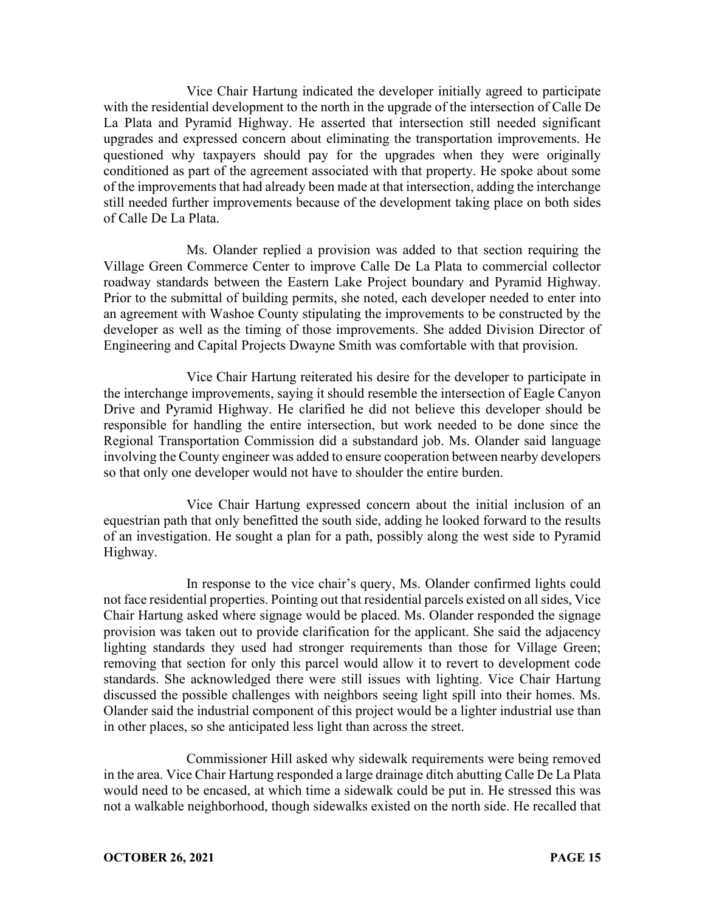Vice Chair Hartung indicated the developer initially agreed to participate with the residential development to the north in the upgrade of the intersection of Calle De La Plata and Pyramid Highway. He asserted that intersection still needed significant upgrades and expressed concern about eliminating the transportation improvements. He questioned why taxpayers should pay for the upgrades when they were originally conditioned as part of the agreement associated with that property. He spoke about some of the improvements that had already been made at that intersection, adding the interchange still needed further improvements because of the development taking place on both sides of Calle De La Plata.

Ms. Olander replied a provision was added to that section requiring the Village Green Commerce Center to improve Calle De La Plata to commercial collector roadway standards between the Eastern Lake Project boundary and Pyramid Highway. Prior to the submittal of building permits, she noted, each developer needed to enter into an agreement with Washoe County stipulating the improvements to be constructed by the developer as well as the timing of those improvements. She added Division Director of Engineering and Capital Projects Dwayne Smith was comfortable with that provision.

Vice Chair Hartung reiterated his desire for the developer to participate in the interchange improvements, saying it should resemble the intersection of Eagle Canyon Drive and Pyramid Highway. He clarified he did not believe this developer should be responsible for handling the entire intersection, but work needed to be done since the Regional Transportation Commission did a substandard job. Ms. Olander said language involving the County engineer was added to ensure cooperation between nearby developers so that only one developer would not have to shoulder the entire burden.

Vice Chair Hartung expressed concern about the initial inclusion of an equestrian path that only benefitted the south side, adding he looked forward to the results of an investigation. He sought a plan for a path, possibly along the west side to Pyramid Highway.

In response to the vice chair's query, Ms. Olander confirmed lights could not face residential properties. Pointing out that residential parcels existed on all sides, Vice Chair Hartung asked where signage would be placed. Ms. Olander responded the signage provision was taken out to provide clarification for the applicant. She said the adjacency lighting standards they used had stronger requirements than those for Village Green; removing that section for only this parcel would allow it to revert to development code standards. She acknowledged there were still issues with lighting. Vice Chair Hartung discussed the possible challenges with neighbors seeing light spill into their homes. Ms. Olander said the industrial component of this project would be a lighter industrial use than in other places, so she anticipated less light than across the street.

Commissioner Hill asked why sidewalk requirements were being removed in the area. Vice Chair Hartung responded a large drainage ditch abutting Calle De La Plata would need to be encased, at which time a sidewalk could be put in. He stressed this was not a walkable neighborhood, though sidewalks existed on the north side. He recalled that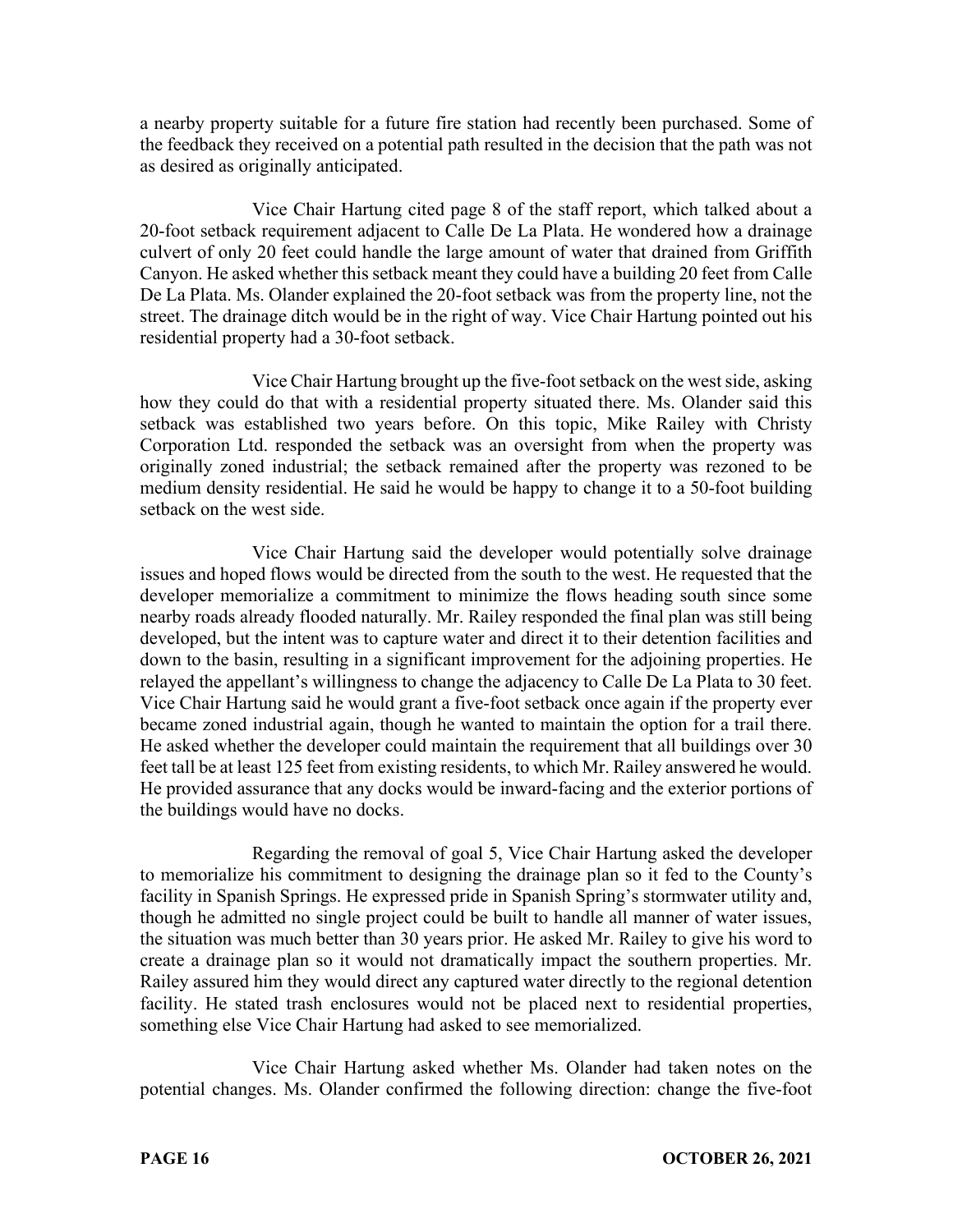a nearby property suitable for a future fire station had recently been purchased. Some of the feedback they received on a potential path resulted in the decision that the path was not as desired as originally anticipated.

Vice Chair Hartung cited page 8 of the staff report, which talked about a 20-foot setback requirement adjacent to Calle De La Plata. He wondered how a drainage culvert of only 20 feet could handle the large amount of water that drained from Griffith Canyon. He asked whether this setback meant they could have a building 20 feet from Calle De La Plata. Ms. Olander explained the 20-foot setback was from the property line, not the street. The drainage ditch would be in the right of way. Vice Chair Hartung pointed out his residential property had a 30-foot setback.

Vice Chair Hartung brought up the five-foot setback on the west side, asking how they could do that with a residential property situated there. Ms. Olander said this setback was established two years before. On this topic, Mike Railey with Christy Corporation Ltd. responded the setback was an oversight from when the property was originally zoned industrial; the setback remained after the property was rezoned to be medium density residential. He said he would be happy to change it to a 50-foot building setback on the west side.

Vice Chair Hartung said the developer would potentially solve drainage issues and hoped flows would be directed from the south to the west. He requested that the developer memorialize a commitment to minimize the flows heading south since some nearby roads already flooded naturally. Mr. Railey responded the final plan was still being developed, but the intent was to capture water and direct it to their detention facilities and down to the basin, resulting in a significant improvement for the adjoining properties. He relayed the appellant's willingness to change the adjacency to Calle De La Plata to 30 feet. Vice Chair Hartung said he would grant a five-foot setback once again if the property ever became zoned industrial again, though he wanted to maintain the option for a trail there. He asked whether the developer could maintain the requirement that all buildings over 30 feet tall be at least 125 feet from existing residents, to which Mr. Railey answered he would. He provided assurance that any docks would be inward-facing and the exterior portions of the buildings would have no docks.

Regarding the removal of goal 5, Vice Chair Hartung asked the developer to memorialize his commitment to designing the drainage plan so it fed to the County's facility in Spanish Springs. He expressed pride in Spanish Spring's stormwater utility and, though he admitted no single project could be built to handle all manner of water issues, the situation was much better than 30 years prior. He asked Mr. Railey to give his word to create a drainage plan so it would not dramatically impact the southern properties. Mr. Railey assured him they would direct any captured water directly to the regional detention facility. He stated trash enclosures would not be placed next to residential properties, something else Vice Chair Hartung had asked to see memorialized.

Vice Chair Hartung asked whether Ms. Olander had taken notes on the potential changes. Ms. Olander confirmed the following direction: change the five-foot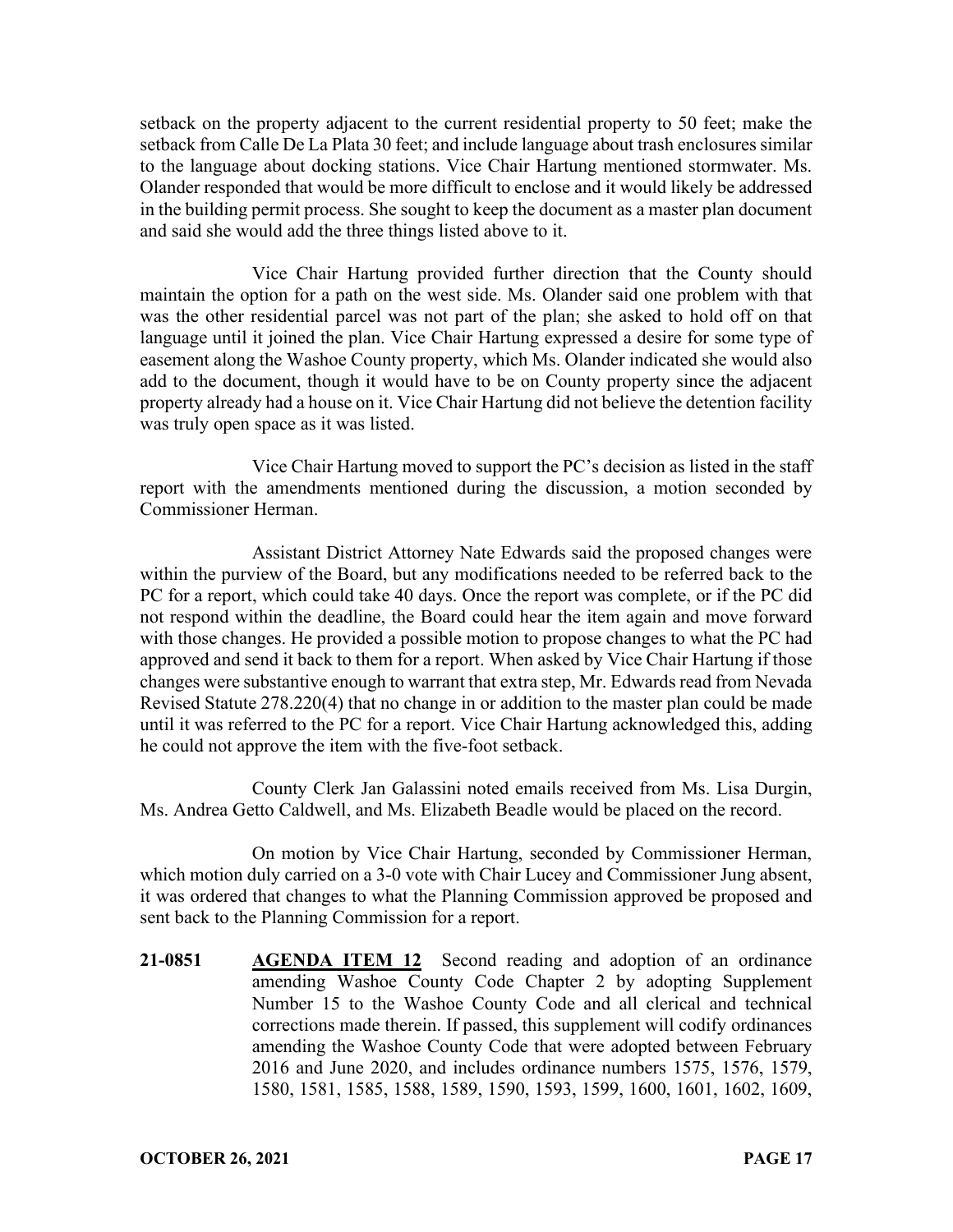setback on the property adjacent to the current residential property to 50 feet; make the setback from Calle De La Plata 30 feet; and include language about trash enclosures similar to the language about docking stations. Vice Chair Hartung mentioned stormwater. Ms. Olander responded that would be more difficult to enclose and it would likely be addressed in the building permit process. She sought to keep the document as a master plan document and said she would add the three things listed above to it.

Vice Chair Hartung provided further direction that the County should maintain the option for a path on the west side. Ms. Olander said one problem with that was the other residential parcel was not part of the plan; she asked to hold off on that language until it joined the plan. Vice Chair Hartung expressed a desire for some type of easement along the Washoe County property, which Ms. Olander indicated she would also add to the document, though it would have to be on County property since the adjacent property already had a house on it. Vice Chair Hartung did not believe the detention facility was truly open space as it was listed.

Vice Chair Hartung moved to support the PC's decision as listed in the staff report with the amendments mentioned during the discussion, a motion seconded by Commissioner Herman.

Assistant District Attorney Nate Edwards said the proposed changes were within the purview of the Board, but any modifications needed to be referred back to the PC for a report, which could take 40 days. Once the report was complete, or if the PC did not respond within the deadline, the Board could hear the item again and move forward with those changes. He provided a possible motion to propose changes to what the PC had approved and send it back to them for a report. When asked by Vice Chair Hartung if those changes were substantive enough to warrant that extra step, Mr. Edwards read from Nevada Revised Statute 278.220(4) that no change in or addition to the master plan could be made until it was referred to the PC for a report. Vice Chair Hartung acknowledged this, adding he could not approve the item with the five-foot setback.

County Clerk Jan Galassini noted emails received from Ms. Lisa Durgin, Ms. Andrea Getto Caldwell, and Ms. Elizabeth Beadle would be placed on the record.

On motion by Vice Chair Hartung, seconded by Commissioner Herman, which motion duly carried on a 3-0 vote with Chair Lucey and Commissioner Jung absent, it was ordered that changes to what the Planning Commission approved be proposed and sent back to the Planning Commission for a report.

**21-0851** **AGENDA ITEM 12** Second reading and adoption of an ordinance amending Washoe County Code Chapter 2 by adopting Supplement Number 15 to the Washoe County Code and all clerical and technical corrections made therein. If passed, this supplement will codify ordinances amending the Washoe County Code that were adopted between February 2016 and June 2020, and includes ordinance numbers 1575, 1576, 1579, 1580, 1581, 1585, 1588, 1589, 1590, 1593, 1599, 1600, 1601, 1602, 1609,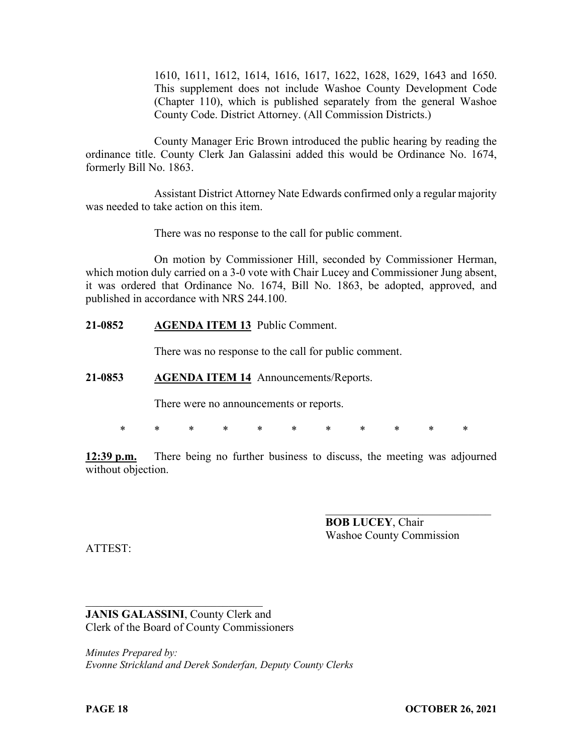1610, 1611, 1612, 1614, 1616, 1617, 1622, 1628, 1629, 1643 and 1650. This supplement does not include Washoe County Development Code (Chapter 110), which is published separately from the general Washoe County Code. District Attorney. (All Commission Districts.)

County Manager Eric Brown introduced the public hearing by reading the ordinance title. County Clerk Jan Galassini added this would be Ordinance No. 1674, formerly Bill No. 1863.

Assistant District Attorney Nate Edwards confirmed only a regular majority was needed to take action on this item.

There was no response to the call for public comment.

On motion by Commissioner Hill, seconded by Commissioner Herman, which motion duly carried on a 3-0 vote with Chair Lucey and Commissioner Jung absent, it was ordered that Ordinance No. 1674, Bill No. 1863, be adopted, approved, and published in accordance with NRS 244.100.

**21-0852** **AGENDA ITEM 13** Public Comment.

There was no response to the call for public comment.

**21-0853** **AGENDA ITEM 14** Announcements/Reports.

There were no announcements or reports.

\* \* \* \* \* \* \* \* \* \* \*

**12:39 p.m.** There being no further business to discuss, the meeting was adjourned without objection.

\_\_\_\_\_\_\_\_\_\_\_\_\_\_\_\_\_\_\_\_\_\_\_\_\_\_\_\_\_\_
**BOB LUCEY**, Chair
Washoe County Commission

ATTEST:

\_\_\_\_\_\_\_\_\_\_\_\_\_\_\_\_\_\_\_\_\_\_\_\_\_\_\_\_\_\_
**JANIS GALASSINI**, County Clerk and
Clerk of the Board of County Commissioners

*Minutes Prepared by:*
*Evonne Strickland and Derek Sonderfan, Deputy County Clerks*